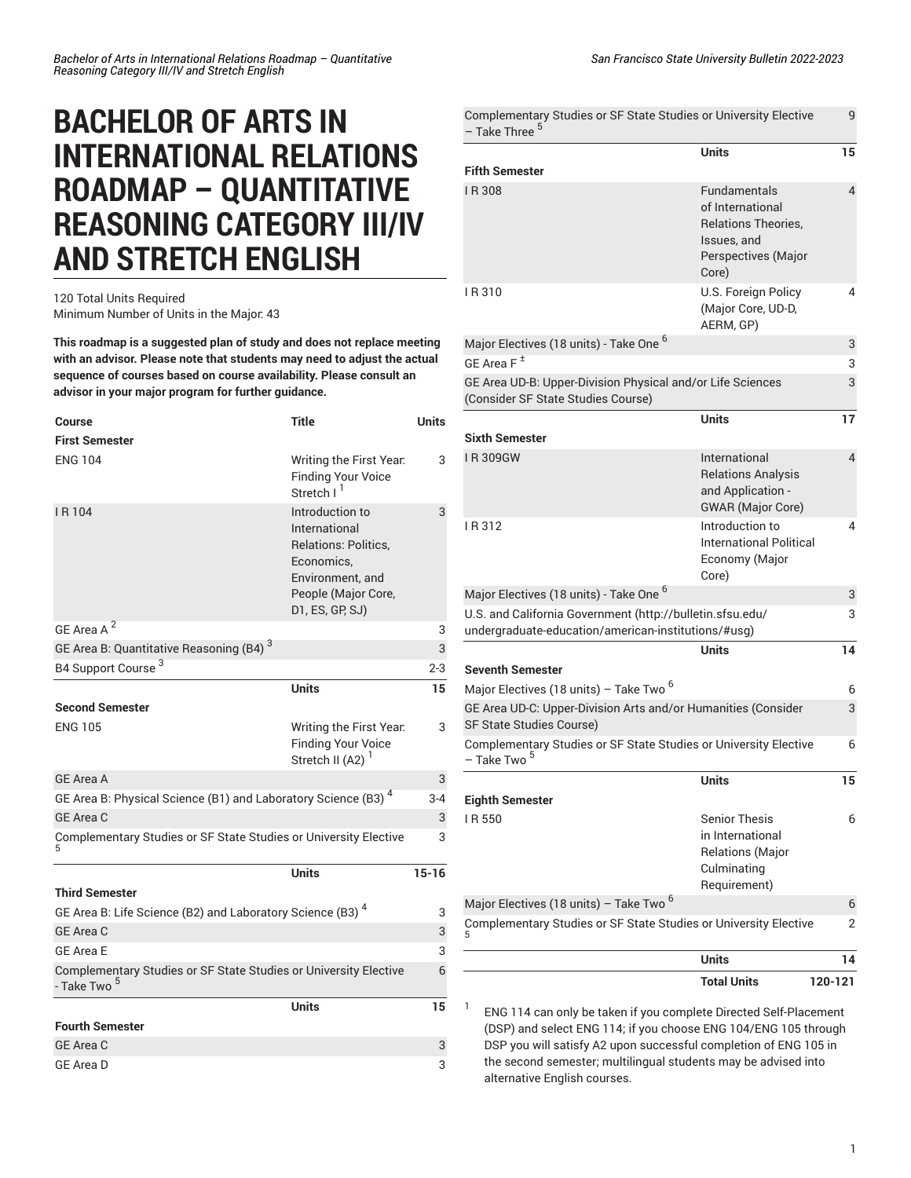# BACHELOR OF ARTS IN INTERNATIONAL RELATIONS ROADMAP – QUANTITATIVE REASONING CATEGORY III/IV AND STRETCH ENGLISH

120 Total Units Required
Minimum Number of Units in the Major: 43

**This roadmap is a suggested plan of study and does not replace meeting with an advisor. Please note that students may need to adjust the actual sequence of courses based on course availability. Please consult an advisor in your major program for further guidance.**

| Course | Title | Units |
|---|---|---|
| **First Semester** | | |
| ENG 104 | Writing the First Year: Finding Your Voice Stretch I [1] | 3 |
| I R 104 | Introduction to International Relations: Politics, Economics, Environment, and People (Major Core, D1, ES, GP, SJ) | 3 |
| GE Area A [2] | | 3 |
| GE Area B: Quantitative Reasoning (B4) [3] | | 3 |
| B4 Support Course [3] | | 2-3 |
| | **Units** | **15** |
| **Second Semester** | | |
| ENG 105 | Writing the First Year: Finding Your Voice Stretch II (A2) [1] | 3 |
| GE Area A | | 3 |
| GE Area B: Physical Science (B1) and Laboratory Science (B3) [4] | | 3-4 |
| GE Area C | | 3 |
| Complementary Studies or SF State Studies or University Elective [5] | | 3 |
| | **Units** | **15-16** |
| **Third Semester** | | |
| GE Area B: Life Science (B2) and Laboratory Science (B3) [4] | | 3 |
| GE Area C | | 3 |
| GE Area E | | 3 |
| Complementary Studies or SF State Studies or University Elective - Take Two [5] | | 6 |
| | **Units** | **15** |
| **Fourth Semester** | | |
| GE Area C | | 3 |
| GE Area D | | 3 |
| Complementary Studies or SF State Studies or University Elective – Take Three [5] | | 9 |
| | **Units** | **15** |
| **Fifth Semester** | | |
| I R 308 | Fundamentals of International Relations Theories, Issues, and Perspectives (Major Core) | 4 |
| I R 310 | U.S. Foreign Policy (Major Core, UD-D, AERM, GP) | 4 |
| Major Electives (18 units) - Take One [6] | | 3 |
| GE Area F [±] | | 3 |
| GE Area UD-B: Upper-Division Physical and/or Life Sciences (Consider SF State Studies Course) | | 3 |
| | **Units** | **17** |
| **Sixth Semester** | | |
| I R 309GW | International Relations Analysis and Application - GWAR (Major Core) | 4 |
| I R 312 | Introduction to International Political Economy (Major Core) | 4 |
| Major Electives (18 units) - Take One [6] | | 3 |
| U.S. and California Government (http://bulletin.sfsu.edu/undergraduate-education/american-institutions/#usg) | | 3 |
| | **Units** | **14** |
| **Seventh Semester** | | |
| Major Electives (18 units) – Take Two [6] | | 6 |
| GE Area UD-C: Upper-Division Arts and/or Humanities (Consider SF State Studies Course) | | 3 |
| Complementary Studies or SF State Studies or University Elective – Take Two [5] | | 6 |
| | **Units** | **15** |
| **Eighth Semester** | | |
| I R 550 | Senior Thesis in International Relations (Major Culminating Requirement) | 6 |
| Major Electives (18 units) – Take Two [6] | | 6 |
| Complementary Studies or SF State Studies or University Elective [5] | | 2 |
| | **Units** | **14** |
| | **Total Units** | **120-121** |

1. ENG 114 can only be taken if you complete Directed Self-Placement (DSP) and select ENG 114; if you choose ENG 104/ENG 105 through DSP you will satisfy A2 upon successful completion of ENG 105 in the second semester; multilingual students may be advised into alternative English courses.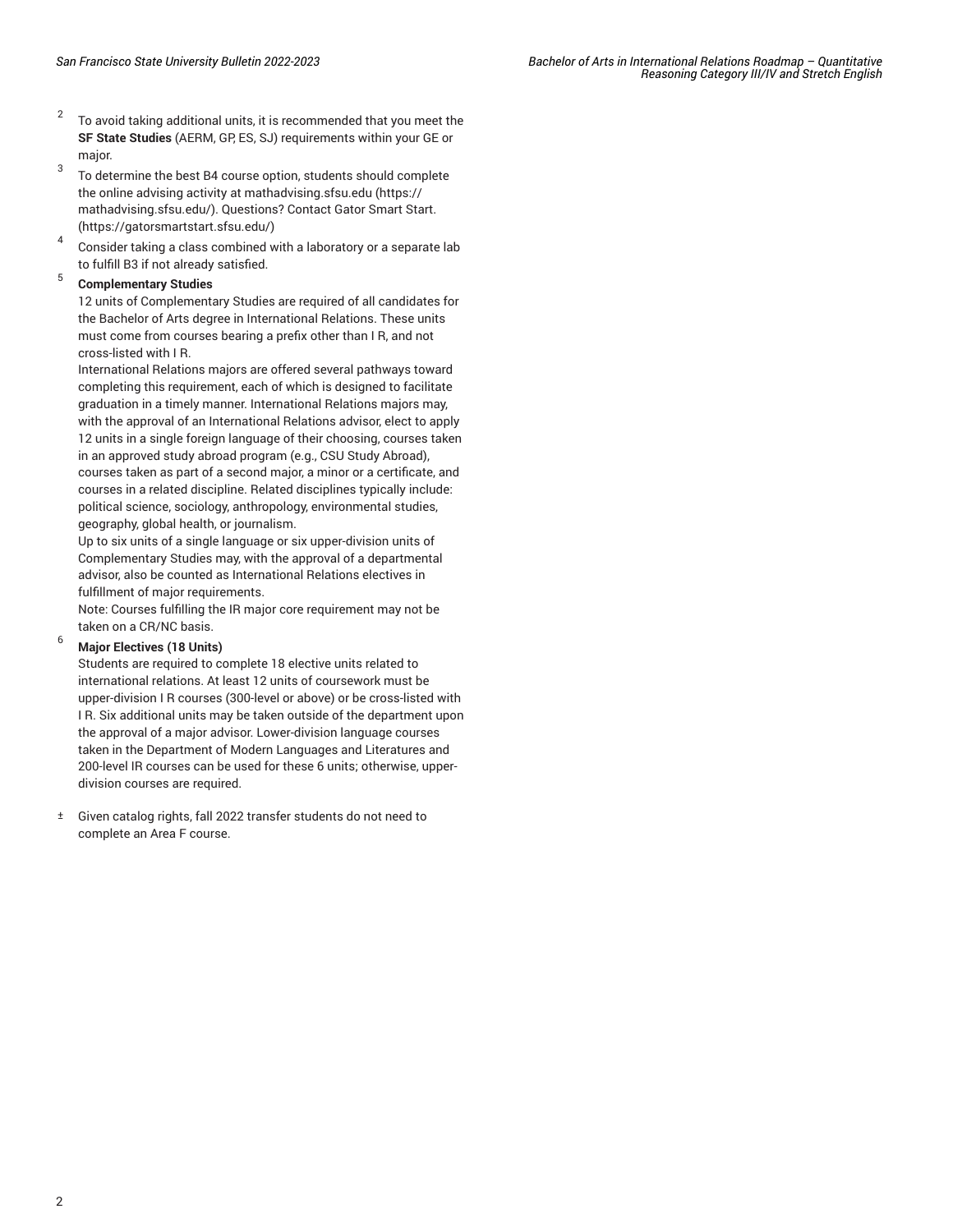[2] To avoid taking additional units, it is recommended that you meet the **SF State Studies** (AERM, GP, ES, SJ) requirements within your GE or major.

[3] To determine the best B4 course option, students should complete the online advising activity at mathadvising.sfsu.edu (https://mathadvising.sfsu.edu/). Questions? Contact Gator Smart Start. (https://gatorsmartstart.sfsu.edu/)

[4] Consider taking a class combined with a laboratory or a separate lab to fulfill B3 if not already satisfied.

[5] **Complementary Studies**

12 units of Complementary Studies are required of all candidates for the Bachelor of Arts degree in International Relations. These units must come from courses bearing a prefix other than I R, and not cross-listed with I R.

International Relations majors are offered several pathways toward completing this requirement, each of which is designed to facilitate graduation in a timely manner. International Relations majors may, with the approval of an International Relations advisor, elect to apply 12 units in a single foreign language of their choosing, courses taken in an approved study abroad program (e.g., CSU Study Abroad), courses taken as part of a second major, a minor or a certificate, and courses in a related discipline. Related disciplines typically include: political science, sociology, anthropology, environmental studies, geography, global health, or journalism.

Up to six units of a single language or six upper-division units of Complementary Studies may, with the approval of a departmental advisor, also be counted as International Relations electives in fulfillment of major requirements.

Note: Courses fulfilling the IR major core requirement may not be taken on a CR/NC basis.

[6] **Major Electives (18 Units)**

Students are required to complete 18 elective units related to international relations. At least 12 units of coursework must be upper-division I R courses (300-level or above) or be cross-listed with I R. Six additional units may be taken outside of the department upon the approval of a major advisor. Lower-division language courses taken in the Department of Modern Languages and Literatures and 200-level IR courses can be used for these 6 units; otherwise, upper-division courses are required.

± Given catalog rights, fall 2022 transfer students do not need to complete an Area F course.